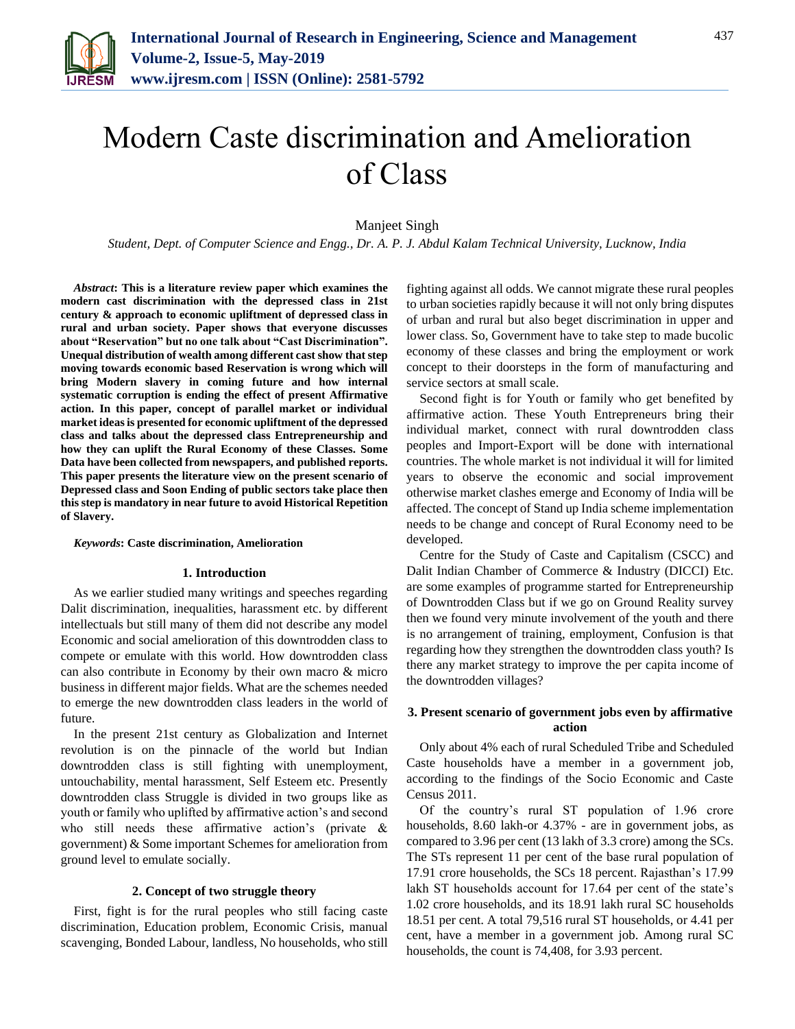# Modern Caste discrimination and Amelioration of Class

Manjeet Singh

*Student, Dept. of Computer Science and Engg., Dr. A. P. J. Abdul Kalam Technical University, Lucknow, India*

***Abstract*: This is a literature review paper which examines the modern cast discrimination with the depressed class in 21st century & approach to economic upliftment of depressed class in rural and urban society. Paper shows that everyone discusses about "Reservation" but no one talk about "Cast Discrimination". Unequal distribution of wealth among different cast show that step moving towards economic based Reservation is wrong which will bring Modern slavery in coming future and how internal systematic corruption is ending the effect of present Affirmative action. In this paper, concept of parallel market or individual market ideas is presented for economic upliftment of the depressed class and talks about the depressed class Entrepreneurship and how they can uplift the Rural Economy of these Classes. Some Data have been collected from newspapers, and published reports. This paper presents the literature view on the present scenario of Depressed class and Soon Ending of public sectors take place then this step is mandatory in near future to avoid Historical Repetition of Slavery.**

***Keywords*: Caste discrimination, Amelioration**

## 1. Introduction

As we earlier studied many writings and speeches regarding Dalit discrimination, inequalities, harassment etc. by different intellectuals but still many of them did not describe any model Economic and social amelioration of this downtrodden class to compete or emulate with this world. How downtrodden class can also contribute in Economy by their own macro & micro business in different major fields. What are the schemes needed to emerge the new downtrodden class leaders in the world of future.

In the present 21st century as Globalization and Internet revolution is on the pinnacle of the world but Indian downtrodden class is still fighting with unemployment, untouchability, mental harassment, Self Esteem etc. Presently downtrodden class Struggle is divided in two groups like as youth or family who uplifted by affirmative action's and second who still needs these affirmative action's (private & government) & Some important Schemes for amelioration from ground level to emulate socially.

## 2. Concept of two struggle theory

First, fight is for the rural peoples who still facing caste discrimination, Education problem, Economic Crisis, manual scavenging, Bonded Labour, landless, No households, who still fighting against all odds. We cannot migrate these rural peoples to urban societies rapidly because it will not only bring disputes of urban and rural but also beget discrimination in upper and lower class. So, Government have to take step to made bucolic economy of these classes and bring the employment or work concept to their doorsteps in the form of manufacturing and service sectors at small scale.

Second fight is for Youth or family who get benefited by affirmative action. These Youth Entrepreneurs bring their individual market, connect with rural downtrodden class peoples and Import-Export will be done with international countries. The whole market is not individual it will for limited years to observe the economic and social improvement otherwise market clashes emerge and Economy of India will be affected. The concept of Stand up India scheme implementation needs to be change and concept of Rural Economy need to be developed.

Centre for the Study of Caste and Capitalism (CSCC) and Dalit Indian Chamber of Commerce & Industry (DICCI) Etc. are some examples of programme started for Entrepreneurship of Downtrodden Class but if we go on Ground Reality survey then we found very minute involvement of the youth and there is no arrangement of training, employment, Confusion is that regarding how they strengthen the downtrodden class youth? Is there any market strategy to improve the per capita income of the downtrodden villages?

## 3. Present scenario of government jobs even by affirmative action

Only about 4% each of rural Scheduled Tribe and Scheduled Caste households have a member in a government job, according to the findings of the Socio Economic and Caste Census 2011.

Of the country's rural ST population of 1.96 crore households, 8.60 lakh-or 4.37% - are in government jobs, as compared to 3.96 per cent (13 lakh of 3.3 crore) among the SCs. The STs represent 11 per cent of the base rural population of 17.91 crore households, the SCs 18 percent. Rajasthan's 17.99 lakh ST households account for 17.64 per cent of the state's 1.02 crore households, and its 18.91 lakh rural SC households 18.51 per cent. A total 79,516 rural ST households, or 4.41 per cent, have a member in a government job. Among rural SC households, the count is 74,408, for 3.93 percent.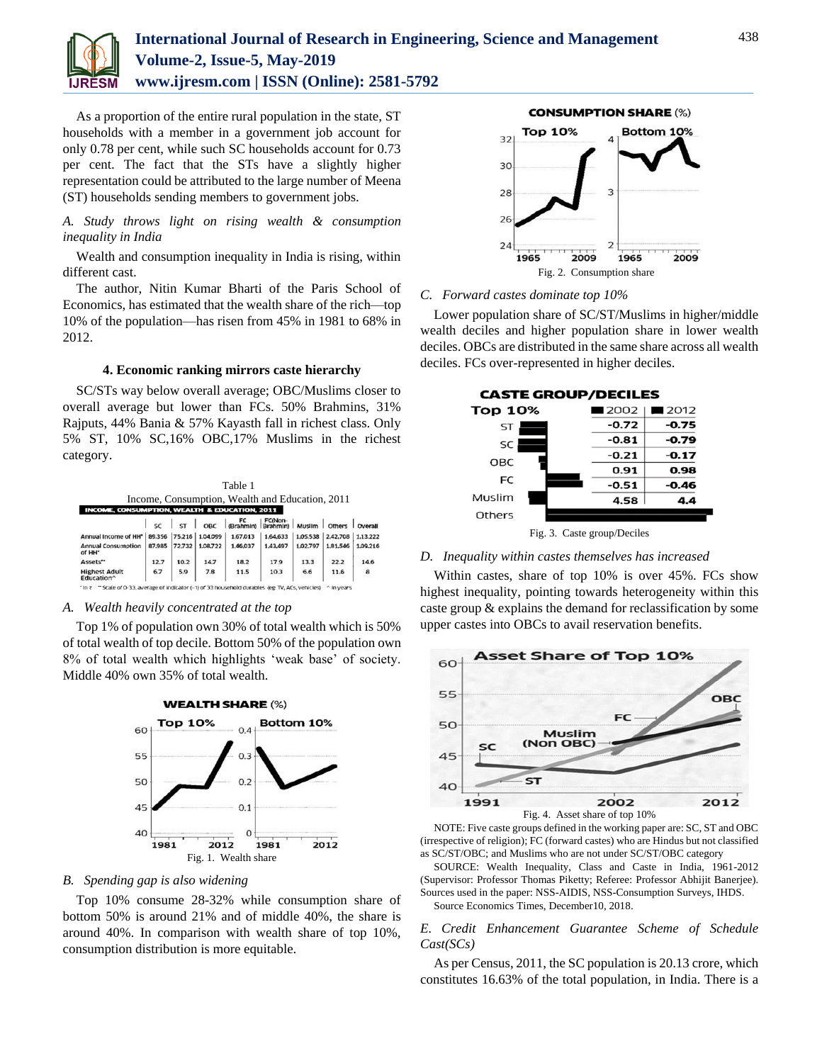As a proportion of the entire rural population in the state, ST households with a member in a government job account for only 0.78 per cent, while such SC households account for 0.73 per cent. The fact that the STs have a slightly higher representation could be attributed to the large number of Meena (ST) households sending members to government jobs.

*A. Study throws light on rising wealth & consumption inequality in India*

Wealth and consumption inequality in India is rising, within different cast.

The author, Nitin Kumar Bharti of the Paris School of Economics, has estimated that the wealth share of the rich—top 10% of the population—has risen from 45% in 1981 to 68% in 2012.

#### 4. Economic ranking mirrors caste hierarchy

SC/STs way below overall average; OBC/Muslims closer to overall average but lower than FCs. 50% Brahmins, 31% Rajputs, 44% Bania & 57% Kayasth fall in richest class. Only 5% ST, 10% SC,16% OBC,17% Muslims in the richest category.

Table 1
Income, Consumption, Wealth and Education, 2011

| INCOME, CONSUMPTION, WEALTH & EDUCATION, 2011 | SC | ST | OBC | FC (Brahmin) | FC(Non-Brahmin) | Muslim | Others | Overall |
|---|---|---|---|---|---|---|---|---|
| Annual Income of HH* | 89,356 | 75,216 | 1,04,099 | 1,67,013 | 1,64,633 | 1,05,538 | 2,42,708 | 1,13,222 |
| Annual Consumption of HH* | 87,985 | 72,732 | 1,08,722 | 1,46,037 | 1,43,497 | 1,02,797 | 1,81,546 | 1,09,216 |
| Assets** | 12.7 | 10.2 | 14.7 | 18.2 | 17.9 | 13.3 | 22.2 | 14.6 |
| Highest Adult Education^ | 6.7 | 5.9 | 7.8 | 11.5 | 10.3 | 6.6 | 11.6 | 8 |

*In ₹ **Scale of 0-33, average of indicator (~1) of 33 household durables (eg: TV, ACs, vehicles) ^In years

*A. Wealth heavily concentrated at the top*

Top 1% of population own 30% of total wealth which is 50% of total wealth of top decile. Bottom 50% of the population own 8% of total wealth which highlights 'weak base' of society. Middle 40% own 35% of total wealth.

Fig. 1. Wealth share

*B. Spending gap is also widening*

Top 10% consume 28-32% while consumption share of bottom 50% is around 21% and of middle 40%, the share is around 40%. In comparison with wealth share of top 10%, consumption distribution is more equitable.

Fig. 2. Consumption share

*C. Forward castes dominate top 10%*

Lower population share of SC/ST/Muslims in higher/middle wealth deciles and higher population share in lower wealth deciles. OBCs are distributed in the same share across all wealth deciles. FCs over-represented in higher deciles.

| Top 10% | 2002 | 2012 |
|---|---|---|
| ST | -0.72 | -0.75 |
| SC | -0.81 | -0.79 |
| OBC | -0.21 | -0.17 |
| FC | 0.91 | 0.98 |
| Muslim | -0.51 | -0.46 |
| Others | 4.58 | 4.4 |

Fig. 3. Caste group/Deciles

*D. Inequality within castes themselves has increased*

Within castes, share of top 10% is over 45%. FCs show highest inequality, pointing towards heterogeneity within this caste group & explains the demand for reclassification by some upper castes into OBCs to avail reservation benefits.

Fig. 4. Asset share of top 10%

NOTE: Five caste groups defined in the working paper are: SC, ST and OBC (irrespective of religion); FC (forward castes) who are Hindus but not classified as SC/ST/OBC; and Muslims who are not under SC/ST/OBC category

SOURCE: Wealth Inequality, Class and Caste in India, 1961-2012 (Supervisor: Professor Thomas Piketty; Referee: Professor Abhijit Banerjee). Sources used in the paper: NSS-AIDIS, NSS-Consumption Surveys, IHDS.

Source Economics Times, December10, 2018.

*E. Credit Enhancement Guarantee Scheme of Schedule Cast(SCs)*

As per Census, 2011, the SC population is 20.13 crore, which constitutes 16.63% of the total population, in India. There is a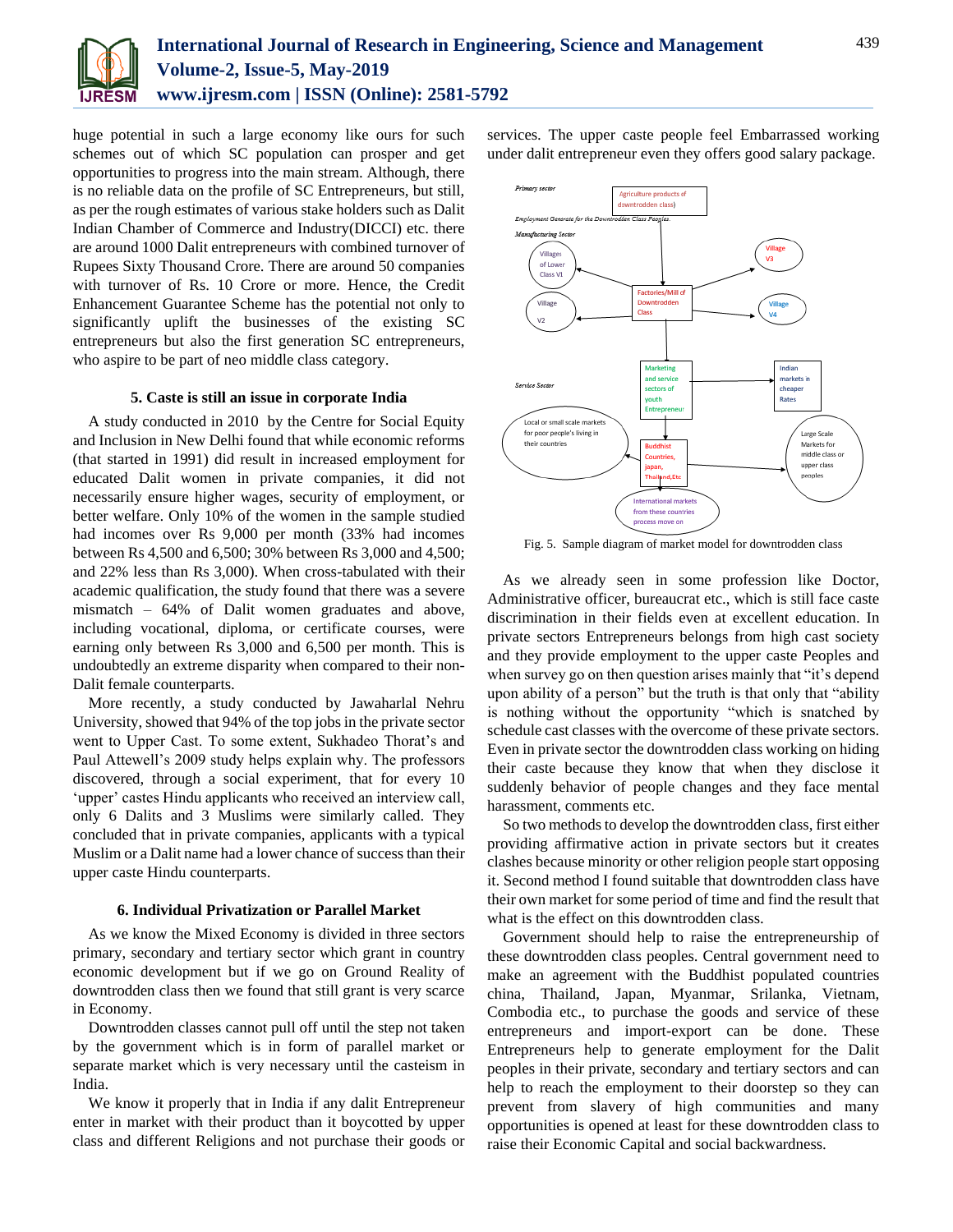huge potential in such a large economy like ours for such schemes out of which SC population can prosper and get opportunities to progress into the main stream. Although, there is no reliable data on the profile of SC Entrepreneurs, but still, as per the rough estimates of various stake holders such as Dalit Indian Chamber of Commerce and Industry(DICCI) etc. there are around 1000 Dalit entrepreneurs with combined turnover of Rupees Sixty Thousand Crore. There are around 50 companies with turnover of Rs. 10 Crore or more. Hence, the Credit Enhancement Guarantee Scheme has the potential not only to significantly uplift the businesses of the existing SC entrepreneurs but also the first generation SC entrepreneurs, who aspire to be part of neo middle class category.

### 5. Caste is still an issue in corporate India

A study conducted in 2010 by the Centre for Social Equity and Inclusion in New Delhi found that while economic reforms (that started in 1991) did result in increased employment for educated Dalit women in private companies, it did not necessarily ensure higher wages, security of employment, or better welfare. Only 10% of the women in the sample studied had incomes over Rs 9,000 per month (33% had incomes between Rs 4,500 and 6,500; 30% between Rs 3,000 and 4,500; and 22% less than Rs 3,000). When cross-tabulated with their academic qualification, the study found that there was a severe mismatch – 64% of Dalit women graduates and above, including vocational, diploma, or certificate courses, were earning only between Rs 3,000 and 6,500 per month. This is undoubtedly an extreme disparity when compared to their non-Dalit female counterparts.

More recently, a study conducted by Jawaharlal Nehru University, showed that 94% of the top jobs in the private sector went to Upper Cast. To some extent, Sukhadeo Thorat's and Paul Attewell's 2009 study helps explain why. The professors discovered, through a social experiment, that for every 10 'upper' castes Hindu applicants who received an interview call, only 6 Dalits and 3 Muslims were similarly called. They concluded that in private companies, applicants with a typical Muslim or a Dalit name had a lower chance of success than their upper caste Hindu counterparts.

### 6. Individual Privatization or Parallel Market

As we know the Mixed Economy is divided in three sectors primary, secondary and tertiary sector which grant in country economic development but if we go on Ground Reality of downtrodden class then we found that still grant is very scarce in Economy.

Downtrodden classes cannot pull off until the step not taken by the government which is in form of parallel market or separate market which is very necessary until the casteism in India.

We know it properly that in India if any dalit Entrepreneur enter in market with their product than it boycotted by upper class and different Religions and not purchase their goods or services. The upper caste people feel Embarrassed working under dalit entrepreneur even they offers good salary package.

Fig. 5. Sample diagram of market model for downtrodden class

As we already seen in some profession like Doctor, Administrative officer, bureaucrat etc., which is still face caste discrimination in their fields even at excellent education. In private sectors Entrepreneurs belongs from high cast society and they provide employment to the upper caste Peoples and when survey go on then question arises mainly that "it's depend upon ability of a person" but the truth is that only that "ability is nothing without the opportunity "which is snatched by schedule cast classes with the overcome of these private sectors. Even in private sector the downtrodden class working on hiding their caste because they know that when they disclose it suddenly behavior of people changes and they face mental harassment, comments etc.

So two methods to develop the downtrodden class, first either providing affirmative action in private sectors but it creates clashes because minority or other religion people start opposing it. Second method I found suitable that downtrodden class have their own market for some period of time and find the result that what is the effect on this downtrodden class.

Government should help to raise the entrepreneurship of these downtrodden class peoples. Central government need to make an agreement with the Buddhist populated countries china, Thailand, Japan, Myanmar, Srilanka, Vietnam, Combodia etc., to purchase the goods and service of these entrepreneurs and import-export can be done. These Entrepreneurs help to generate employment for the Dalit peoples in their private, secondary and tertiary sectors and can help to reach the employment to their doorstep so they can prevent from slavery of high communities and many opportunities is opened at least for these downtrodden class to raise their Economic Capital and social backwardness.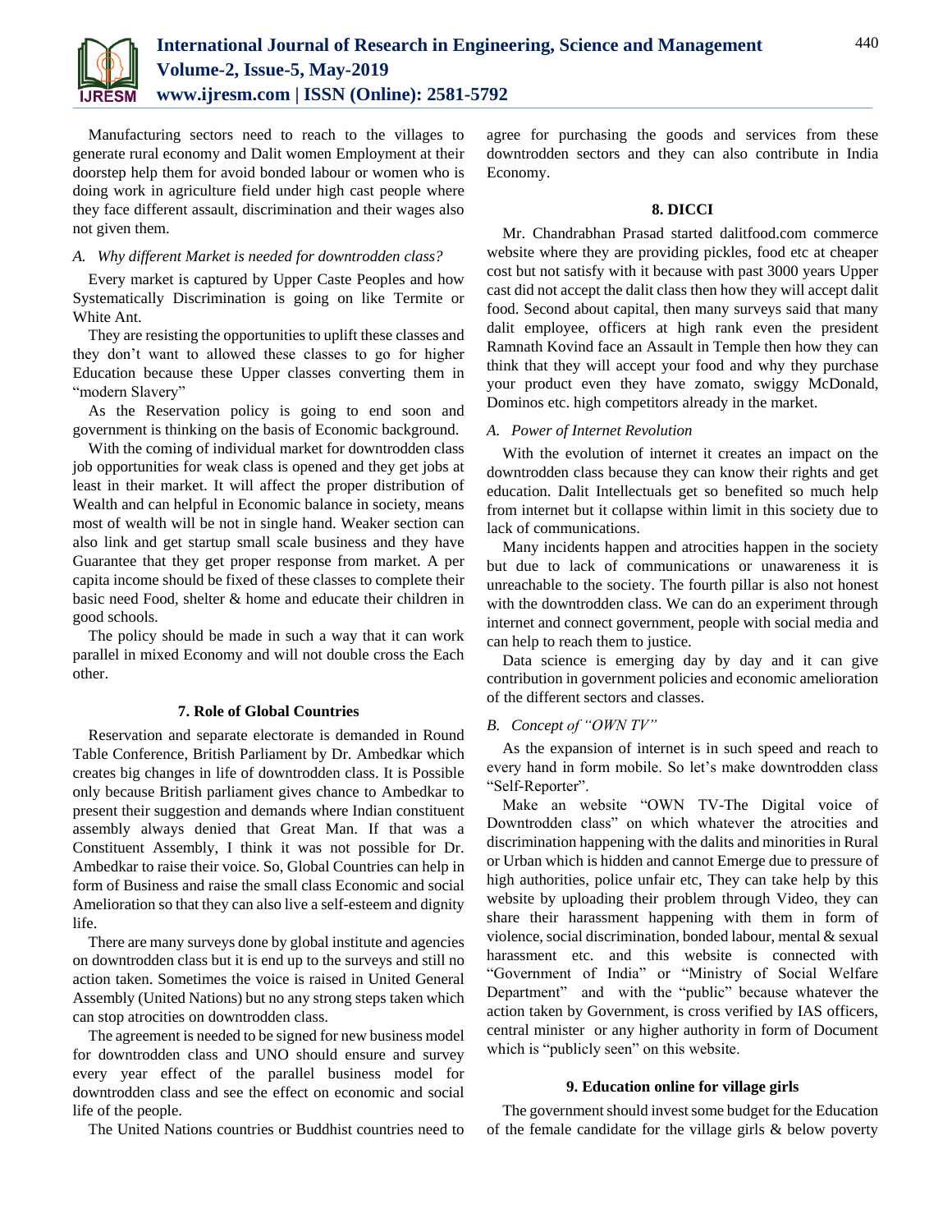Manufacturing sectors need to reach to the villages to generate rural economy and Dalit women Employment at their doorstep help them for avoid bonded labour or women who is doing work in agriculture field under high cast people where they face different assault, discrimination and their wages also not given them.

### *A. Why different Market is needed for downtrodden class?*

Every market is captured by Upper Caste Peoples and how Systematically Discrimination is going on like Termite or White Ant.

They are resisting the opportunities to uplift these classes and they don't want to allowed these classes to go for higher Education because these Upper classes converting them in "modern Slavery"

As the Reservation policy is going to end soon and government is thinking on the basis of Economic background.

With the coming of individual market for downtrodden class job opportunities for weak class is opened and they get jobs at least in their market. It will affect the proper distribution of Wealth and can helpful in Economic balance in society, means most of wealth will be not in single hand. Weaker section can also link and get startup small scale business and they have Guarantee that they get proper response from market. A per capita income should be fixed of these classes to complete their basic need Food, shelter & home and educate their children in good schools.

The policy should be made in such a way that it can work parallel in mixed Economy and will not double cross the Each other.

## 7. Role of Global Countries

Reservation and separate electorate is demanded in Round Table Conference, British Parliament by Dr. Ambedkar which creates big changes in life of downtrodden class. It is Possible only because British parliament gives chance to Ambedkar to present their suggestion and demands where Indian constituent assembly always denied that Great Man. If that was a Constituent Assembly, I think it was not possible for Dr. Ambedkar to raise their voice. So, Global Countries can help in form of Business and raise the small class Economic and social Amelioration so that they can also live a self-esteem and dignity life.

There are many surveys done by global institute and agencies on downtrodden class but it is end up to the surveys and still no action taken. Sometimes the voice is raised in United General Assembly (United Nations) but no any strong steps taken which can stop atrocities on downtrodden class.

The agreement is needed to be signed for new business model for downtrodden class and UNO should ensure and survey every year effect of the parallel business model for downtrodden class and see the effect on economic and social life of the people.

The United Nations countries or Buddhist countries need to agree for purchasing the goods and services from these downtrodden sectors and they can also contribute in India Economy.

## 8. DICCI

Mr. Chandrabhan Prasad started dalitfood.com commerce website where they are providing pickles, food etc at cheaper cost but not satisfy with it because with past 3000 years Upper cast did not accept the dalit class then how they will accept dalit food. Second about capital, then many surveys said that many dalit employee, officers at high rank even the president Ramnath Kovind face an Assault in Temple then how they can think that they will accept your food and why they purchase your product even they have zomato, swiggy McDonald, Dominos etc. high competitors already in the market.

### *A. Power of Internet Revolution*

With the evolution of internet it creates an impact on the downtrodden class because they can know their rights and get education. Dalit Intellectuals get so benefited so much help from internet but it collapse within limit in this society due to lack of communications.

Many incidents happen and atrocities happen in the society but due to lack of communications or unawareness it is unreachable to the society. The fourth pillar is also not honest with the downtrodden class. We can do an experiment through internet and connect government, people with social media and can help to reach them to justice.

Data science is emerging day by day and it can give contribution in government policies and economic amelioration of the different sectors and classes.

### *B. Concept of "OWN TV"*

As the expansion of internet is in such speed and reach to every hand in form mobile. So let's make downtrodden class "Self-Reporter".

Make an website "OWN TV-The Digital voice of Downtrodden class" on which whatever the atrocities and discrimination happening with the dalits and minorities in Rural or Urban which is hidden and cannot Emerge due to pressure of high authorities, police unfair etc, They can take help by this website by uploading their problem through Video, they can share their harassment happening with them in form of violence, social discrimination, bonded labour, mental & sexual harassment etc. and this website is connected with "Government of India" or "Ministry of Social Welfare Department" and with the "public" because whatever the action taken by Government, is cross verified by IAS officers, central minister or any higher authority in form of Document which is "publicly seen" on this website.

## 9. Education online for village girls

The government should invest some budget for the Education of the female candidate for the village girls & below poverty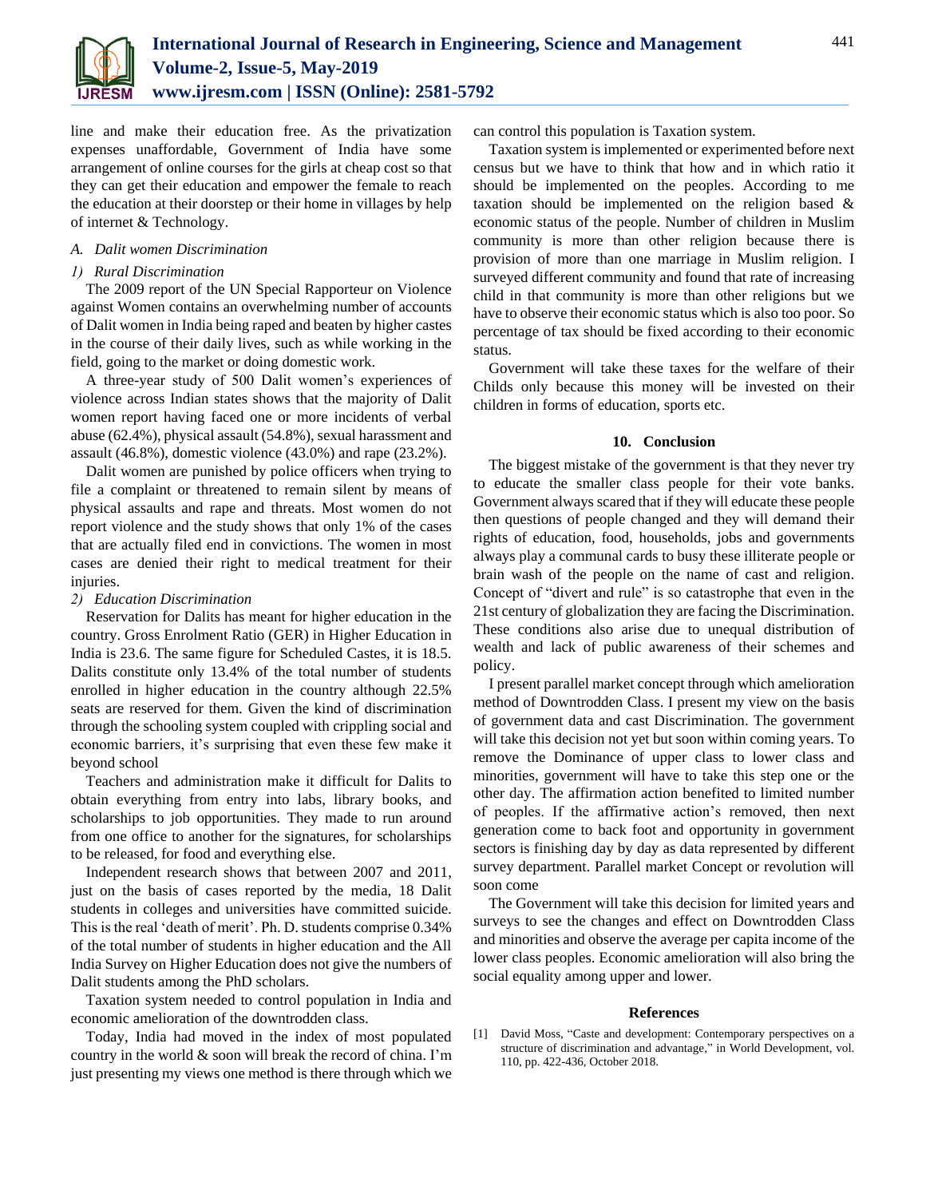line and make their education free. As the privatization expenses unaffordable, Government of India have some arrangement of online courses for the girls at cheap cost so that they can get their education and empower the female to reach the education at their doorstep or their home in villages by help of internet & Technology.

### *A. Dalit women Discrimination*

#### *1) Rural Discrimination*

The 2009 report of the UN Special Rapporteur on Violence against Women contains an overwhelming number of accounts of Dalit women in India being raped and beaten by higher castes in the course of their daily lives, such as while working in the field, going to the market or doing domestic work.

A three-year study of 500 Dalit women's experiences of violence across Indian states shows that the majority of Dalit women report having faced one or more incidents of verbal abuse (62.4%), physical assault (54.8%), sexual harassment and assault (46.8%), domestic violence (43.0%) and rape (23.2%).

Dalit women are punished by police officers when trying to file a complaint or threatened to remain silent by means of physical assaults and rape and threats. Most women do not report violence and the study shows that only 1% of the cases that are actually filed end in convictions. The women in most cases are denied their right to medical treatment for their injuries.

#### *2) Education Discrimination*

Reservation for Dalits has meant for higher education in the country. Gross Enrolment Ratio (GER) in Higher Education in India is 23.6. The same figure for Scheduled Castes, it is 18.5. Dalits constitute only 13.4% of the total number of students enrolled in higher education in the country although 22.5% seats are reserved for them. Given the kind of discrimination through the schooling system coupled with crippling social and economic barriers, it's surprising that even these few make it beyond school

Teachers and administration make it difficult for Dalits to obtain everything from entry into labs, library books, and scholarships to job opportunities. They made to run around from one office to another for the signatures, for scholarships to be released, for food and everything else.

Independent research shows that between 2007 and 2011, just on the basis of cases reported by the media, 18 Dalit students in colleges and universities have committed suicide. This is the real 'death of merit'. Ph. D. students comprise 0.34% of the total number of students in higher education and the All India Survey on Higher Education does not give the numbers of Dalit students among the PhD scholars.

Taxation system needed to control population in India and economic amelioration of the downtrodden class.

Today, India had moved in the index of most populated country in the world & soon will break the record of china. I'm just presenting my views one method is there through which we can control this population is Taxation system.

Taxation system is implemented or experimented before next census but we have to think that how and in which ratio it should be implemented on the peoples. According to me taxation should be implemented on the religion based & economic status of the people. Number of children in Muslim community is more than other religion because there is provision of more than one marriage in Muslim religion. I surveyed different community and found that rate of increasing child in that community is more than other religions but we have to observe their economic status which is also too poor. So percentage of tax should be fixed according to their economic status.

Government will take these taxes for the welfare of their Childs only because this money will be invested on their children in forms of education, sports etc.

## 10. Conclusion

The biggest mistake of the government is that they never try to educate the smaller class people for their vote banks. Government always scared that if they will educate these people then questions of people changed and they will demand their rights of education, food, households, jobs and governments always play a communal cards to busy these illiterate people or brain wash of the people on the name of cast and religion. Concept of "divert and rule" is so catastrophe that even in the 21st century of globalization they are facing the Discrimination. These conditions also arise due to unequal distribution of wealth and lack of public awareness of their schemes and policy.

I present parallel market concept through which amelioration method of Downtrodden Class. I present my view on the basis of government data and cast Discrimination. The government will take this decision not yet but soon within coming years. To remove the Dominance of upper class to lower class and minorities, government will have to take this step one or the other day. The affirmation action benefited to limited number of peoples. If the affirmative action's removed, then next generation come to back foot and opportunity in government sectors is finishing day by day as data represented by different survey department. Parallel market Concept or revolution will soon come

The Government will take this decision for limited years and surveys to see the changes and effect on Downtrodden Class and minorities and observe the average per capita income of the lower class peoples. Economic amelioration will also bring the social equality among upper and lower.

## References

[1] David Moss, "Caste and development: Contemporary perspectives on a structure of discrimination and advantage," in World Development, vol. 110, pp. 422-436, October 2018.